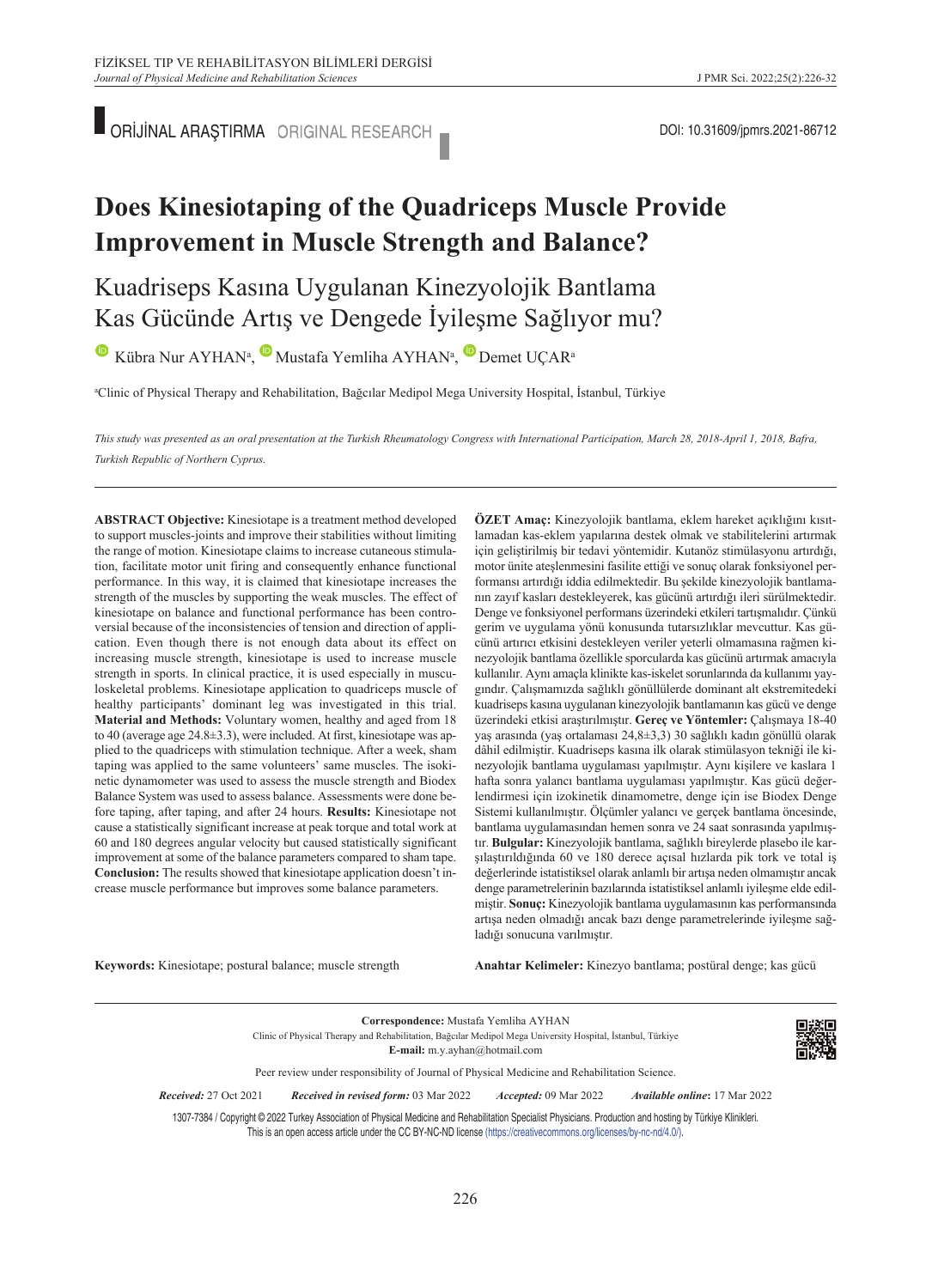ORİJİNAL ARAŞTIRMA ORIGINAL RESEARCH

DOI: 10.31609/jpmrs.2021-86712

# Does Kinesiotaping of the Quadriceps Muscle Provide Improvement in Muscle Strength and Balance?

## Kuadriseps Kasına Uygulanan Kinezyolojik Bantlama Kas Gücünde Artış ve Dengede İyileşme Sağlıyor mu?

Kübra Nur AYHAN[a], Mustafa Yemliha AYHAN[a], Demet UÇAR[a]

[a]Clinic of Physical Therapy and Rehabilitation, Bağcılar Medipol Mega University Hospital, İstanbul, Türkiye

*This study was presented as an oral presentation at the Turkish Rheumatology Congress with International Participation, March 28, 2018-April 1, 2018, Bafra, Turkish Republic of Northern Cyprus.*

---

**ABSTRACT Objective:** Kinesiotape is a treatment method developed to support muscles-joints and improve their stabilities without limiting the range of motion. Kinesiotape claims to increase cutaneous stimulation, facilitate motor unit firing and consequently enhance functional performance. In this way, it is claimed that kinesiotape increases the strength of the muscles by supporting the weak muscles. The effect of kinesiotape on balance and functional performance has been controversial because of the inconsistencies of tension and direction of application. Even though there is not enough data about its effect on increasing muscle strength, kinesiotape is used to increase muscle strength in sports. In clinical practice, it is used especially in musculoskeletal problems. Kinesiotape application to quadriceps muscle of healthy participants' dominant leg was investigated in this trial. **Material and Methods:** Voluntary women, healthy and aged from 18 to 40 (average age 24.8±3.3), were included. At first, kinesiotape was applied to the quadriceps with stimulation technique. After a week, sham taping was applied to the same volunteers' same muscles. The isokinetic dynamometer was used to assess the muscle strength and Biodex Balance System was used to assess balance. Assessments were done before taping, after taping, and after 24 hours. **Results:** Kinesiotape not cause a statistically significant increase at peak torque and total work at 60 and 180 degrees angular velocity but caused statistically significant improvement at some of the balance parameters compared to sham tape. **Conclusion:** The results showed that kinesiotape application doesn't increase muscle performance but improves some balance parameters.

**Keywords:** Kinesiotape; postural balance; muscle strength

**ÖZET Amaç:** Kinezyolojik bantlama, eklem hareket açıklığını kısıtlamadan kas-eklem yapılarına destek olmak ve stabilitelerini artırmak için geliştirilmiş bir tedavi yöntemidir. Kutanöz stimülasyonu artırdığı, motor ünite ateşlenmesini fasilite ettiği ve sonuç olarak fonksiyonel performansı artırdığı iddia edilmektedir. Bu şekilde kinezyolojik bantlamanın zayıf kasları destekleyerek, kas gücünü artırdığı ileri sürülmektedir. Denge ve fonksiyonel performans üzerindeki etkileri tartışmalıdır. Çünkü gerim ve uygulama yönü konusunda tutarsızlıklar mevcuttur. Kas gücünü artırıcı etkisini destekleyen veriler yeterli olmamasına rağmen kinezyolojik bantlama özellikle sporcularda kas gücünü artırmak amacıyla kullanılır. Aynı amaçla klinikte kas-iskelet sorunlarında da kullanımı yaygındır. Çalışmamızda sağlıklı gönüllülerde dominant alt ekstremitedeki kuadriseps kasına uygulanan kinezyolojik bantlamanın kas gücü ve denge üzerindeki etkisi araştırılmıştır. **Gereç ve Yöntemler:** Çalışmaya 18-40 yaş arasında (yaş ortalaması 24,8±3,3) 30 sağlıklı kadın gönüllü olarak dâhil edilmiştir. Kuadriseps kasına ilk olarak stimülasyon tekniği ile kinezyolojik bantlama uygulaması yapılmıştır. Aynı kişilere ve kaslara 1 hafta sonra yalancı bantlama uygulaması yapılmıştır. Kas gücü değerlendirmesi için izokinetik dinamometre, denge için ise Biodex Denge Sistemi kullanılmıştır. Ölçümler yalancı ve gerçek bantlama öncesinde, bantlama uygulamasından hemen sonra ve 24 saat sonrasında yapılmıştır. **Bulgular:** Kinezyolojik bantlama, sağlıklı bireylerde plasebo ile karşılaştırıldığında 60 ve 180 derece açısal hızlarda pik tork ve total iş değerlerinde istatistiksel olarak anlamlı bir artışa neden olmamıştır ancak denge parametrelerinin bazılarında istatistiksel anlamlı iyileşme elde edilmiştir. **Sonuç:** Kinezyolojik bantlama uygulamasının kas performansında artışa neden olmadığı ancak bazı denge parametrelerinde iyileşme sağladığı sonucuna varılmıştır.

**Anahtar Kelimeler:** Kinezyo bantlama; postüral denge; kas gücü

---

**Correspondence:** Mustafa Yemliha AYHAN
Clinic of Physical Therapy and Rehabilitation, Bağcılar Medipol Mega University Hospital, İstanbul, Türkiye
**E-mail:** m.y.ayhan@hotmail.com

Peer review under responsibility of Journal of Physical Medicine and Rehabilitation Science.

*Received:* 27 Oct 2021 *Received in revised form:* 03 Mar 2022 *Accepted:* 09 Mar 2022 *Available online:* 17 Mar 2022

1307-7384 / Copyright © 2022 Turkey Association of Physical Medicine and Rehabilitation Specialist Physicians. Production and hosting by Türkiye Klinikleri.
This is an open access article under the CC BY-NC-ND license (https://creativecommons.org/licenses/by-nc-nd/4.0/).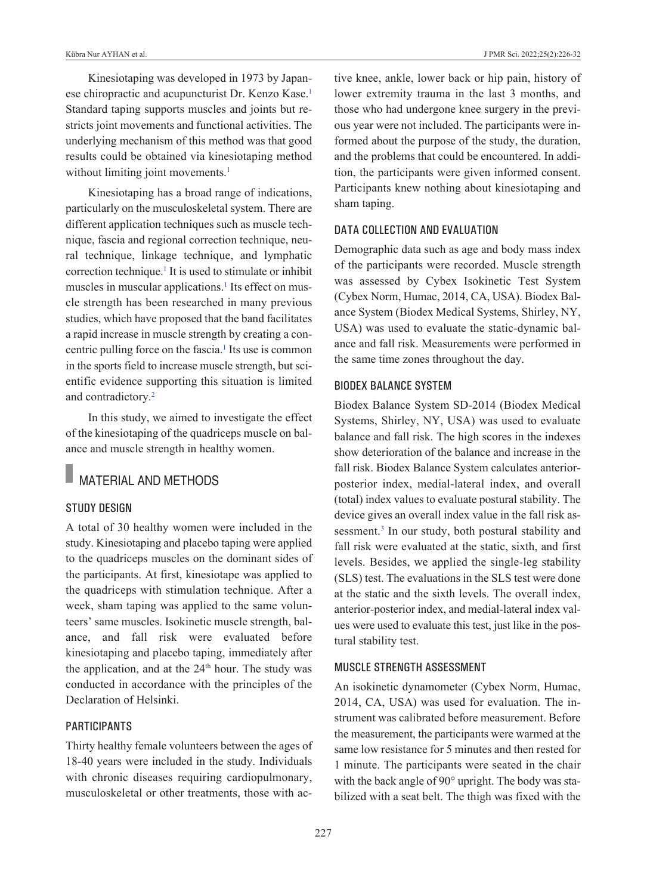Kinesiotaping was developed in 1973 by Japanese chiropractic and acupuncturist Dr. Kenzo Kase.[1] Standard taping supports muscles and joints but restricts joint movements and functional activities. The underlying mechanism of this method was that good results could be obtained via kinesiotaping method without limiting joint movements.[1]

Kinesiotaping has a broad range of indications, particularly on the musculoskeletal system. There are different application techniques such as muscle technique, fascia and regional correction technique, neural technique, linkage technique, and lymphatic correction technique.[1] It is used to stimulate or inhibit muscles in muscular applications.[1] Its effect on muscle strength has been researched in many previous studies, which have proposed that the band facilitates a rapid increase in muscle strength by creating a concentric pulling force on the fascia.[1] Its use is common in the sports field to increase muscle strength, but scientific evidence supporting this situation is limited and contradictory.[2]

In this study, we aimed to investigate the effect of the kinesiotaping of the quadriceps muscle on balance and muscle strength in healthy women.

## MATERIAL AND METHODS

### STUDY DESIGN

A total of 30 healthy women were included in the study. Kinesiotaping and placebo taping were applied to the quadriceps muscles on the dominant sides of the participants. At first, kinesiotape was applied to the quadriceps with stimulation technique. After a week, sham taping was applied to the same volunteers' same muscles. Isokinetic muscle strength, balance, and fall risk were evaluated before kinesiotaping and placebo taping, immediately after the application, and at the 24[th] hour. The study was conducted in accordance with the principles of the Declaration of Helsinki.

### PARTICIPANTS

Thirty healthy female volunteers between the ages of 18-40 years were included in the study. Individuals with chronic diseases requiring cardiopulmonary, musculoskeletal or other treatments, those with active knee, ankle, lower back or hip pain, history of lower extremity trauma in the last 3 months, and those who had undergone knee surgery in the previous year were not included. The participants were informed about the purpose of the study, the duration, and the problems that could be encountered. In addition, the participants were given informed consent. Participants knew nothing about kinesiotaping and sham taping.

### DATA COLLECTION AND EVALUATION

Demographic data such as age and body mass index of the participants were recorded. Muscle strength was assessed by Cybex Isokinetic Test System (Cybex Norm, Humac, 2014, CA, USA). Biodex Balance System (Biodex Medical Systems, Shirley, NY, USA) was used to evaluate the static-dynamic balance and fall risk. Measurements were performed in the same time zones throughout the day.

### BIODEX BALANCE SYSTEM

Biodex Balance System SD-2014 (Biodex Medical Systems, Shirley, NY, USA) was used to evaluate balance and fall risk. The high scores in the indexes show deterioration of the balance and increase in the fall risk. Biodex Balance System calculates anterior-posterior index, medial-lateral index, and overall (total) index values to evaluate postural stability. The device gives an overall index value in the fall risk assessment.[3] In our study, both postural stability and fall risk were evaluated at the static, sixth, and first levels. Besides, we applied the single-leg stability (SLS) test. The evaluations in the SLS test were done at the static and the sixth levels. The overall index, anterior-posterior index, and medial-lateral index values were used to evaluate this test, just like in the postural stability test.

### MUSCLE STRENGTH ASSESSMENT

An isokinetic dynamometer (Cybex Norm, Humac, 2014, CA, USA) was used for evaluation. The instrument was calibrated before measurement. Before the measurement, the participants were warmed at the same low resistance for 5 minutes and then rested for 1 minute. The participants were seated in the chair with the back angle of 90° upright. The body was stabilized with a seat belt. The thigh was fixed with the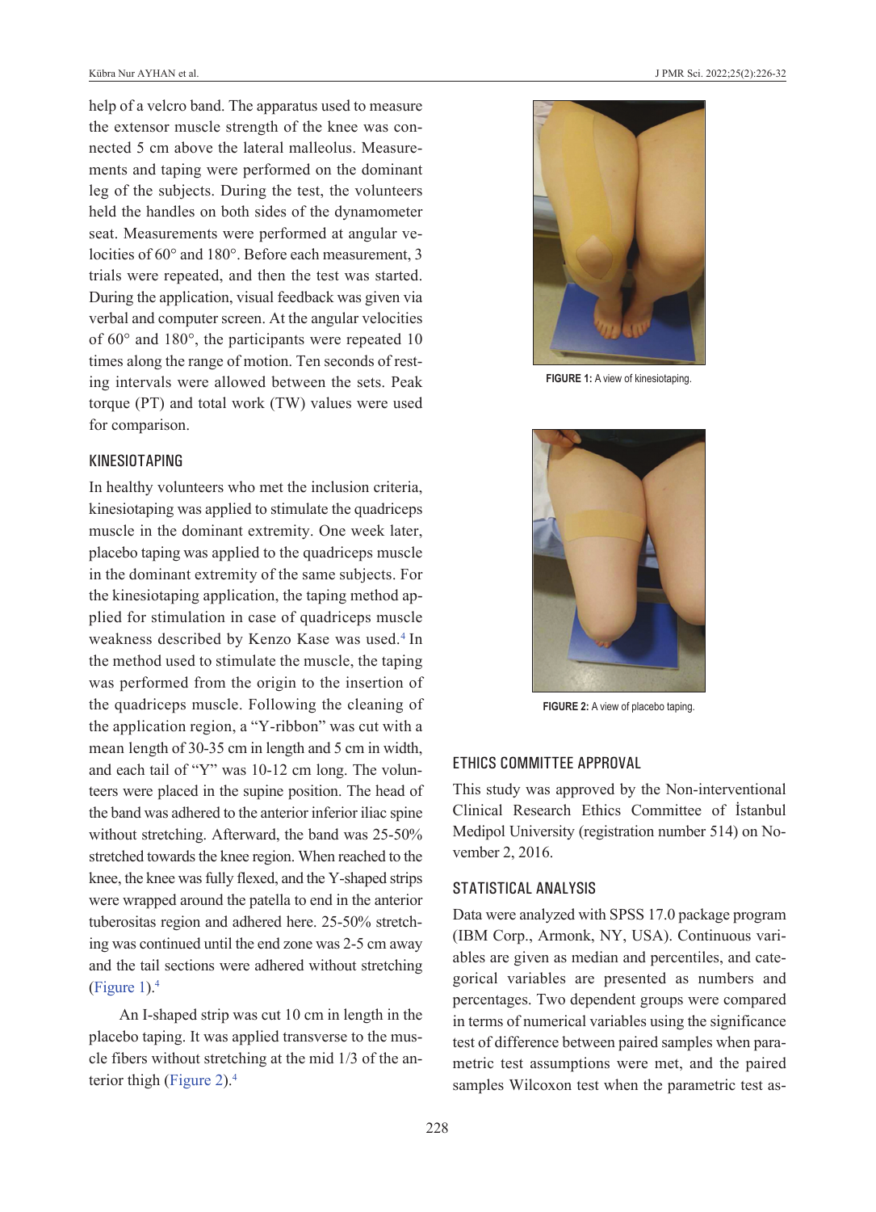help of a velcro band. The apparatus used to measure the extensor muscle strength of the knee was connected 5 cm above the lateral malleolus. Measurements and taping were performed on the dominant leg of the subjects. During the test, the volunteers held the handles on both sides of the dynamometer seat. Measurements were performed at angular velocities of 60° and 180°. Before each measurement, 3 trials were repeated, and then the test was started. During the application, visual feedback was given via verbal and computer screen. At the angular velocities of 60° and 180°, the participants were repeated 10 times along the range of motion. Ten seconds of resting intervals were allowed between the sets. Peak torque (PT) and total work (TW) values were used for comparison.

### KINESIOTAPING

In healthy volunteers who met the inclusion criteria, kinesiotaping was applied to stimulate the quadriceps muscle in the dominant extremity. One week later, placebo taping was applied to the quadriceps muscle in the dominant extremity of the same subjects. For the kinesiotaping application, the taping method applied for stimulation in case of quadriceps muscle weakness described by Kenzo Kase was used.[4] In the method used to stimulate the muscle, the taping was performed from the origin to the insertion of the quadriceps muscle. Following the cleaning of the application region, a "Y-ribbon" was cut with a mean length of 30-35 cm in length and 5 cm in width, and each tail of "Y" was 10-12 cm long. The volunteers were placed in the supine position. The head of the band was adhered to the anterior inferior iliac spine without stretching. Afterward, the band was 25-50% stretched towards the knee region. When reached to the knee, the knee was fully flexed, and the Y-shaped strips were wrapped around the patella to end in the anterior tuberositas region and adhered here. 25-50% stretching was continued until the end zone was 2-5 cm away and the tail sections were adhered without stretching (Figure 1).[4]

An I-shaped strip was cut 10 cm in length in the placebo taping. It was applied transverse to the muscle fibers without stretching at the mid 1/3 of the anterior thigh (Figure 2).[4]

**FIGURE 1:** A view of kinesiotaping.

**FIGURE 2:** A view of placebo taping.

### ETHICS COMMITTEE APPROVAL

This study was approved by the Non-interventional Clinical Research Ethics Committee of İstanbul Medipol University (registration number 514) on November 2, 2016.

### STATISTICAL ANALYSIS

Data were analyzed with SPSS 17.0 package program (IBM Corp., Armonk, NY, USA). Continuous variables are given as median and percentiles, and categorical variables are presented as numbers and percentages. Two dependent groups were compared in terms of numerical variables using the significance test of difference between paired samples when parametric test assumptions were met, and the paired samples Wilcoxon test when the parametric test as-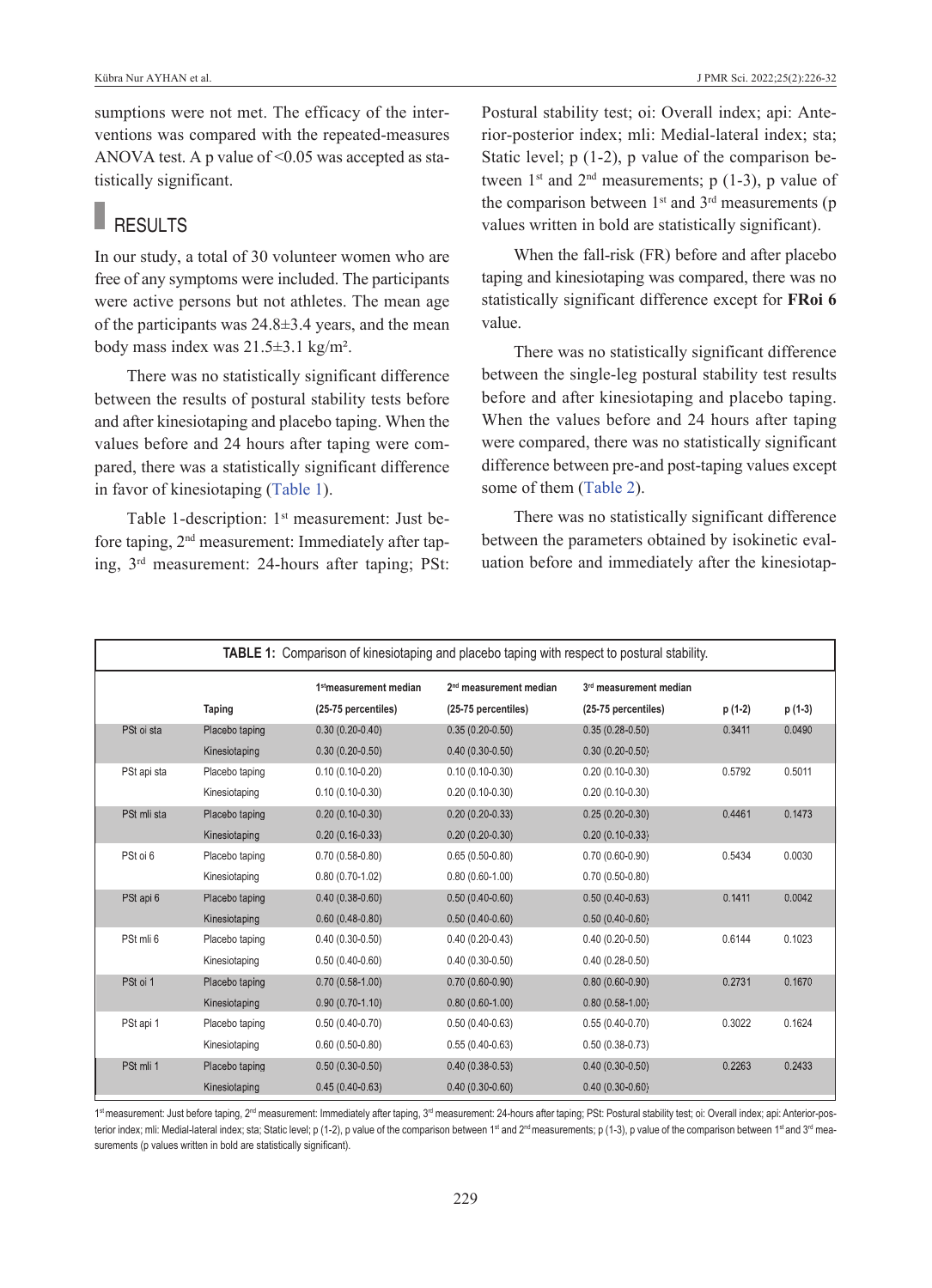sumptions were not met. The efficacy of the interventions was compared with the repeated-measures ANOVA test. A p value of <0.05 was accepted as statistically significant.

## RESULTS

In our study, a total of 30 volunteer women who are free of any symptoms were included. The participants were active persons but not athletes. The mean age of the participants was 24.8±3.4 years, and the mean body mass index was 21.5±3.1 kg/m².

There was no statistically significant difference between the results of postural stability tests before and after kinesiotaping and placebo taping. When the values before and 24 hours after taping were compared, there was a statistically significant difference in favor of kinesiotaping (Table 1).

Table 1-description: 1st measurement: Just before taping, 2nd measurement: Immediately after taping, 3rd measurement: 24-hours after taping; PSt: Postural stability test; oi: Overall index; api: Anterior-posterior index; mli: Medial-lateral index; sta; Static level; p (1-2), p value of the comparison between 1st and 2nd measurements; p (1-3), p value of the comparison between 1st and 3rd measurements (p values written in bold are statistically significant).

When the fall-risk (FR) before and after placebo taping and kinesiotaping was compared, there was no statistically significant difference except for **FRoi 6** value.

There was no statistically significant difference between the single-leg postural stability test results before and after kinesiotaping and placebo taping. When the values before and 24 hours after taping were compared, there was no statistically significant difference between pre-and post-taping values except some of them (Table 2).

There was no statistically significant difference between the parameters obtained by isokinetic evaluation before and immediately after the kinesiotap-

**TABLE 1:** Comparison of kinesiotaping and placebo taping with respect to postural stability.

| | Taping | 1st measurement median (25-75 percentiles) | 2nd measurement median (25-75 percentiles) | 3rd measurement median (25-75 percentiles) | p (1-2) | p (1-3) |
|---|---|---|---|---|---|---|
| PSt oi sta | Placebo taping | 0.30 (0.20-0.40) | 0.35 (0.20-0.50) | 0.35 (0.28-0.50) | 0.3411 | 0.0490 |
| | Kinesiotaping | 0.30 (0.20-0.50) | 0.40 (0.30-0.50) | 0.30 (0.20-0.50) | | |
| PSt api sta | Placebo taping | 0.10 (0.10-0.20) | 0.10 (0.10-0.30) | 0.20 (0.10-0.30) | 0.5792 | 0.5011 |
| | Kinesiotaping | 0.10 (0.10-0.30) | 0.20 (0.10-0.30) | 0.20 (0.10-0.30) | | |
| PSt mli sta | Placebo taping | 0.20 (0.10-0.30) | 0.20 (0.20-0.33) | 0.25 (0.20-0.30) | 0.4461 | 0.1473 |
| | Kinesiotaping | 0.20 (0.16-0.33) | 0.20 (0.20-0.30) | 0.20 (0.10-0.33) | | |
| PSt oi 6 | Placebo taping | 0.70 (0.58-0.80) | 0.65 (0.50-0.80) | 0.70 (0.60-0.90) | 0.5434 | 0.0030 |
| | Kinesiotaping | 0.80 (0.70-1.02) | 0.80 (0.60-1.00) | 0.70 (0.50-0.80) | | |
| PSt api 6 | Placebo taping | 0.40 (0.38-0.60) | 0.50 (0.40-0.60) | 0.50 (0.40-0.63) | 0.1411 | 0.0042 |
| | Kinesiotaping | 0.60 (0.48-0.80) | 0.50 (0.40-0.60) | 0.50 (0.40-0.60) | | |
| PSt mli 6 | Placebo taping | 0.40 (0.30-0.50) | 0.40 (0.20-0.43) | 0.40 (0.20-0.50) | 0.6144 | 0.1023 |
| | Kinesiotaping | 0.50 (0.40-0.60) | 0.40 (0.30-0.50) | 0.40 (0.28-0.50) | | |
| PSt oi 1 | Placebo taping | 0.70 (0.58-1.00) | 0.70 (0.60-0.90) | 0.80 (0.60-0.90) | 0.2731 | 0.1670 |
| | Kinesiotaping | 0.90 (0.70-1.10) | 0.80 (0.60-1.00) | 0.80 (0.58-1.00) | | |
| PSt api 1 | Placebo taping | 0.50 (0.40-0.70) | 0.50 (0.40-0.63) | 0.55 (0.40-0.70) | 0.3022 | 0.1624 |
| | Kinesiotaping | 0.60 (0.50-0.80) | 0.55 (0.40-0.63) | 0.50 (0.38-0.73) | | |
| PSt mli 1 | Placebo taping | 0.50 (0.30-0.50) | 0.40 (0.38-0.53) | 0.40 (0.30-0.50) | 0.2263 | 0.2433 |
| | Kinesiotaping | 0.45 (0.40-0.63) | 0.40 (0.30-0.60) | 0.40 (0.30-0.60) | | |

1st measurement: Just before taping, 2nd measurement: Immediately after taping, 3rd measurement: 24-hours after taping; PSt: Postural stability test; oi: Overall index; api: Anterior-posterior index; mli: Medial-lateral index; sta; Static level; p (1-2), p value of the comparison between 1st and 2nd measurements; p (1-3), p value of the comparison between 1st and 3rd measurements (p values written in bold are statistically significant).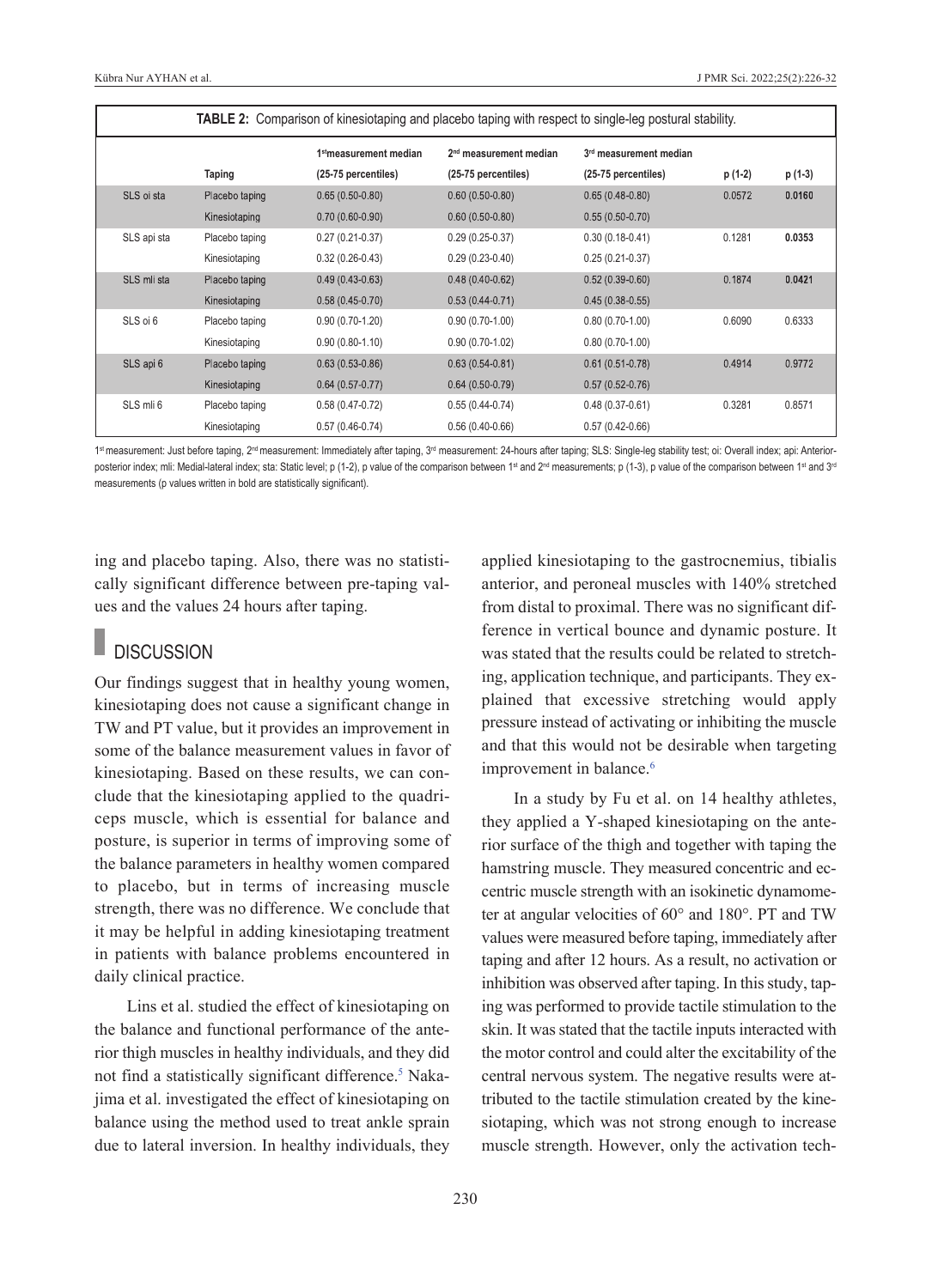**TABLE 2:** Comparison of kinesiotaping and placebo taping with respect to single-leg postural stability.

| | Taping | 1st measurement median (25-75 percentiles) | 2nd measurement median (25-75 percentiles) | 3rd measurement median (25-75 percentiles) | p (1-2) | p (1-3) |
|---|---|---|---|---|---|---|
| SLS oi sta | Placebo taping | 0.65 (0.50-0.80) | 0.60 (0.50-0.80) | 0.65 (0.48-0.80) | 0.0572 | **0.0160** |
| | Kinesiotaping | 0.70 (0.60-0.90) | 0.60 (0.50-0.80) | 0.55 (0.50-0.70) | | |
| SLS api sta | Placebo taping | 0.27 (0.21-0.37) | 0.29 (0.25-0.37) | 0.30 (0.18-0.41) | 0.1281 | **0.0353** |
| | Kinesiotaping | 0.32 (0.26-0.43) | 0.29 (0.23-0.40) | 0.25 (0.21-0.37) | | |
| SLS mli sta | Placebo taping | 0.49 (0.43-0.63) | 0.48 (0.40-0.62) | 0.52 (0.39-0.60) | 0.1874 | **0.0421** |
| | Kinesiotaping | 0.58 (0.45-0.70) | 0.53 (0.44-0.71) | 0.45 (0.38-0.55) | | |
| SLS oi 6 | Placebo taping | 0.90 (0.70-1.20) | 0.90 (0.70-1.00) | 0.80 (0.70-1.00) | 0.6090 | 0.6333 |
| | Kinesiotaping | 0.90 (0.80-1.10) | 0.90 (0.70-1.02) | 0.80 (0.70-1.00) | | |
| SLS api 6 | Placebo taping | 0.63 (0.53-0.86) | 0.63 (0.54-0.81) | 0.61 (0.51-0.78) | 0.4914 | 0.9772 |
| | Kinesiotaping | 0.64 (0.57-0.77) | 0.64 (0.50-0.79) | 0.57 (0.52-0.76) | | |
| SLS mli 6 | Placebo taping | 0.58 (0.47-0.72) | 0.55 (0.44-0.74) | 0.48 (0.37-0.61) | 0.3281 | 0.8571 |
| | Kinesiotaping | 0.57 (0.46-0.74) | 0.56 (0.40-0.66) | 0.57 (0.42-0.66) | | |

1st measurement: Just before taping, 2nd measurement: Immediately after taping, 3rd measurement: 24-hours after taping; SLS: Single-leg stability test; oi: Overall index; api: Anterior-posterior index; mli: Medial-lateral index; sta: Static level; p (1-2), p value of the comparison between 1st and 2nd measurements; p (1-3), p value of the comparison between 1st and 3rd measurements (p values written in bold are statistically significant).

ing and placebo taping. Also, there was no statistically significant difference between pre-taping values and the values 24 hours after taping.

## DISCUSSION

Our findings suggest that in healthy young women, kinesiotaping does not cause a significant change in TW and PT value, but it provides an improvement in some of the balance measurement values in favor of kinesiotaping. Based on these results, we can conclude that the kinesiotaping applied to the quadriceps muscle, which is essential for balance and posture, is superior in terms of improving some of the balance parameters in healthy women compared to placebo, but in terms of increasing muscle strength, there was no difference. We conclude that it may be helpful in adding kinesiotaping treatment in patients with balance problems encountered in daily clinical practice.

Lins et al. studied the effect of kinesiotaping on the balance and functional performance of the anterior thigh muscles in healthy individuals, and they did not find a statistically significant difference.[5] Nakajima et al. investigated the effect of kinesiotaping on balance using the method used to treat ankle sprain due to lateral inversion. In healthy individuals, they applied kinesiotaping to the gastrocnemius, tibialis anterior, and peroneal muscles with 140% stretched from distal to proximal. There was no significant difference in vertical bounce and dynamic posture. It was stated that the results could be related to stretching, application technique, and participants. They explained that excessive stretching would apply pressure instead of activating or inhibiting the muscle and that this would not be desirable when targeting improvement in balance.[6]

In a study by Fu et al. on 14 healthy athletes, they applied a Y-shaped kinesiotaping on the anterior surface of the thigh and together with taping the hamstring muscle. They measured concentric and eccentric muscle strength with an isokinetic dynamometer at angular velocities of 60° and 180°. PT and TW values were measured before taping, immediately after taping and after 12 hours. As a result, no activation or inhibition was observed after taping. In this study, taping was performed to provide tactile stimulation to the skin. It was stated that the tactile inputs interacted with the motor control and could alter the excitability of the central nervous system. The negative results were attributed to the tactile stimulation created by the kinesiotaping, which was not strong enough to increase muscle strength. However, only the activation tech-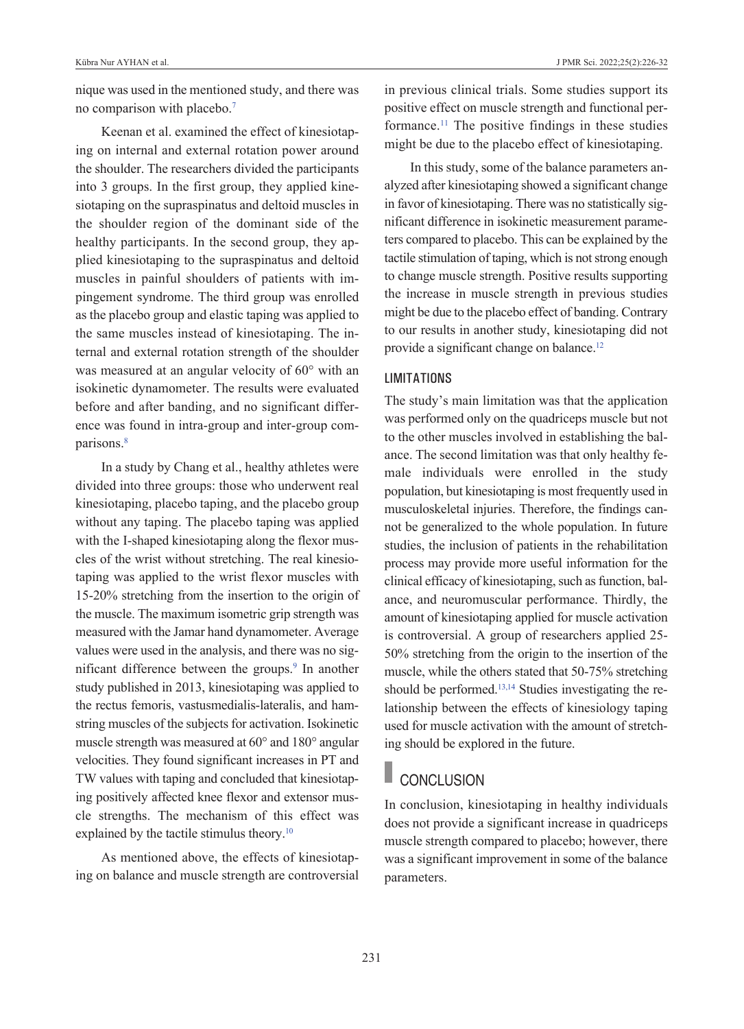nique was used in the mentioned study, and there was no comparison with placebo.[7]

Keenan et al. examined the effect of kinesiotaping on internal and external rotation power around the shoulder. The researchers divided the participants into 3 groups. In the first group, they applied kinesiotaping on the supraspinatus and deltoid muscles in the shoulder region of the dominant side of the healthy participants. In the second group, they applied kinesiotaping to the supraspinatus and deltoid muscles in painful shoulders of patients with impingement syndrome. The third group was enrolled as the placebo group and elastic taping was applied to the same muscles instead of kinesiotaping. The internal and external rotation strength of the shoulder was measured at an angular velocity of 60° with an isokinetic dynamometer. The results were evaluated before and after banding, and no significant difference was found in intra-group and inter-group comparisons.[8]

In a study by Chang et al., healthy athletes were divided into three groups: those who underwent real kinesiotaping, placebo taping, and the placebo group without any taping. The placebo taping was applied with the I-shaped kinesiotaping along the flexor muscles of the wrist without stretching. The real kinesiotaping was applied to the wrist flexor muscles with 15-20% stretching from the insertion to the origin of the muscle. The maximum isometric grip strength was measured with the Jamar hand dynamometer. Average values were used in the analysis, and there was no significant difference between the groups.[9] In another study published in 2013, kinesiotaping was applied to the rectus femoris, vastusmedialis-lateralis, and hamstring muscles of the subjects for activation. Isokinetic muscle strength was measured at 60° and 180° angular velocities. They found significant increases in PT and TW values with taping and concluded that kinesiotaping positively affected knee flexor and extensor muscle strengths. The mechanism of this effect was explained by the tactile stimulus theory.[10]

As mentioned above, the effects of kinesiotaping on balance and muscle strength are controversial in previous clinical trials. Some studies support its positive effect on muscle strength and functional performance.[11] The positive findings in these studies might be due to the placebo effect of kinesiotaping.

In this study, some of the balance parameters analyzed after kinesiotaping showed a significant change in favor of kinesiotaping. There was no statistically significant difference in isokinetic measurement parameters compared to placebo. This can be explained by the tactile stimulation of taping, which is not strong enough to change muscle strength. Positive results supporting the increase in muscle strength in previous studies might be due to the placebo effect of banding. Contrary to our results in another study, kinesiotaping did not provide a significant change on balance.[12]

### LIMITATIONS

The study's main limitation was that the application was performed only on the quadriceps muscle but not to the other muscles involved in establishing the balance. The second limitation was that only healthy female individuals were enrolled in the study population, but kinesiotaping is most frequently used in musculoskeletal injuries. Therefore, the findings cannot be generalized to the whole population. In future studies, the inclusion of patients in the rehabilitation process may provide more useful information for the clinical efficacy of kinesiotaping, such as function, balance, and neuromuscular performance. Thirdly, the amount of kinesiotaping applied for muscle activation is controversial. A group of researchers applied 25-50% stretching from the origin to the insertion of the muscle, while the others stated that 50-75% stretching should be performed.[13,14] Studies investigating the relationship between the effects of kinesiology taping used for muscle activation with the amount of stretching should be explored in the future.

## CONCLUSION

In conclusion, kinesiotaping in healthy individuals does not provide a significant increase in quadriceps muscle strength compared to placebo; however, there was a significant improvement in some of the balance parameters.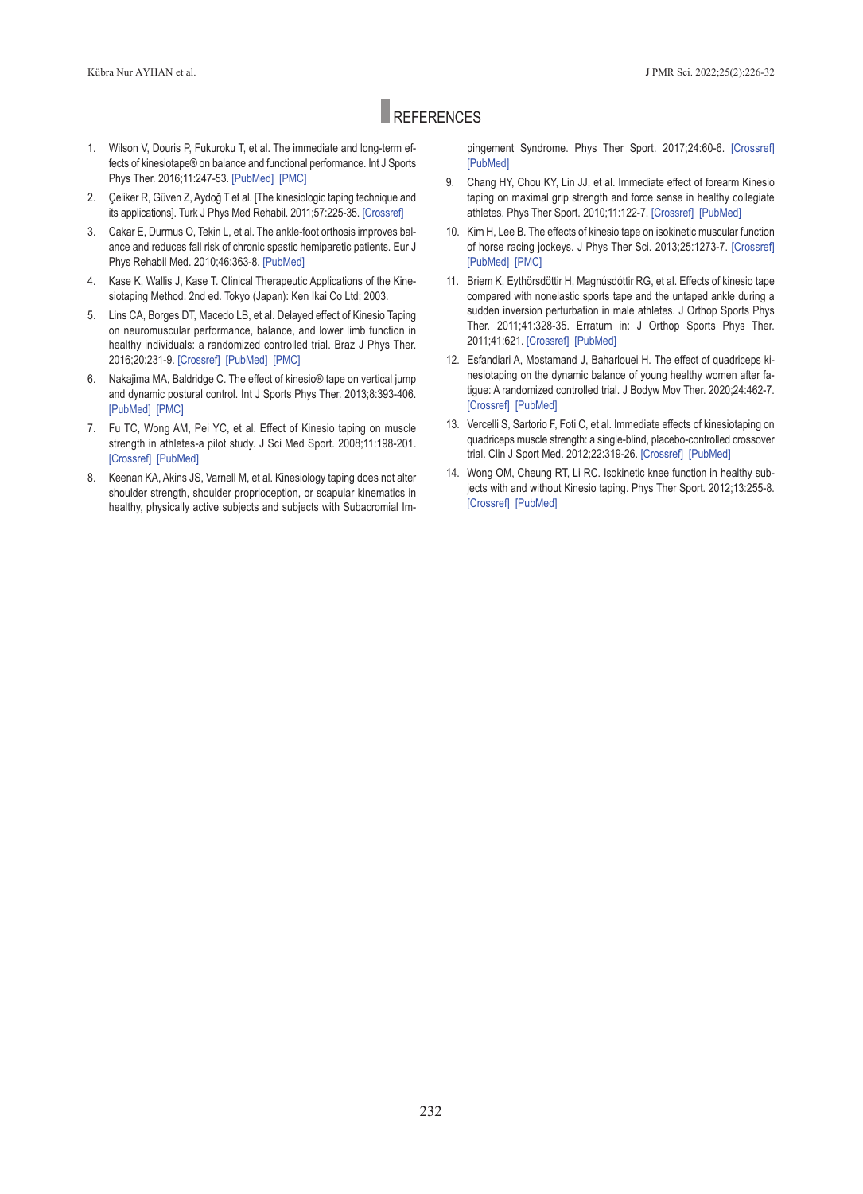## REFERENCES

1. Wilson V, Douris P, Fukuroku T, et al. The immediate and long-term effects of kinesiotape® on balance and functional performance. Int J Sports Phys Ther. 2016;11:247-53. [PubMed] [PMC]
2. Çeliker R, Güven Z, Aydoğ T et al. [The kinesiologic taping technique and its applications]. Turk J Phys Med Rehabil. 2011;57:225-35. [Crossref]
3. Cakar E, Durmus O, Tekin L, et al. The ankle-foot orthosis improves balance and reduces fall risk of chronic spastic hemiparetic patients. Eur J Phys Rehabil Med. 2010;46:363-8. [PubMed]
4. Kase K, Wallis J, Kase T. Clinical Therapeutic Applications of the Kinesiotaping Method. 2nd ed. Tokyo (Japan): Ken Ikai Co Ltd; 2003.
5. Lins CA, Borges DT, Macedo LB, et al. Delayed effect of Kinesio Taping on neuromuscular performance, balance, and lower limb function in healthy individuals: a randomized controlled trial. Braz J Phys Ther. 2016;20:231-9. [Crossref] [PubMed] [PMC]
6. Nakajima MA, Baldridge C. The effect of kinesio® tape on vertical jump and dynamic postural control. Int J Sports Phys Ther. 2013;8:393-406. [PubMed] [PMC]
7. Fu TC, Wong AM, Pei YC, et al. Effect of Kinesio taping on muscle strength in athletes-a pilot study. J Sci Med Sport. 2008;11:198-201. [Crossref] [PubMed]
8. Keenan KA, Akins JS, Varnell M, et al. Kinesiology taping does not alter shoulder strength, shoulder proprioception, or scapular kinematics in healthy, physically active subjects and subjects with Subacromial Impingement Syndrome. Phys Ther Sport. 2017;24:60-6. [Crossref] [PubMed]
9. Chang HY, Chou KY, Lin JJ, et al. Immediate effect of forearm Kinesio taping on maximal grip strength and force sense in healthy collegiate athletes. Phys Ther Sport. 2010;11:122-7. [Crossref] [PubMed]
10. Kim H, Lee B. The effects of kinesio tape on isokinetic muscular function of horse racing jockeys. J Phys Ther Sci. 2013;25:1273-7. [Crossref] [PubMed] [PMC]
11. Briem K, Eythörsdöttir H, Magnúsdóttir RG, et al. Effects of kinesio tape compared with nonelastic sports tape and the untaped ankle during a sudden inversion perturbation in male athletes. J Orthop Sports Phys Ther. 2011;41:328-35. Erratum in: J Orthop Sports Phys Ther. 2011;41:621. [Crossref] [PubMed]
12. Esfandiari A, Mostamand J, Baharlouei H. The effect of quadriceps kinesiotaping on the dynamic balance of young healthy women after fatigue: A randomized controlled trial. J Bodyw Mov Ther. 2020;24:462-7. [Crossref] [PubMed]
13. Vercelli S, Sartorio F, Foti C, et al. Immediate effects of kinesiotaping on quadriceps muscle strength: a single-blind, placebo-controlled crossover trial. Clin J Sport Med. 2012;22:319-26. [Crossref] [PubMed]
14. Wong OM, Cheung RT, Li RC. Isokinetic knee function in healthy subjects with and without Kinesio taping. Phys Ther Sport. 2012;13:255-8. [Crossref] [PubMed]